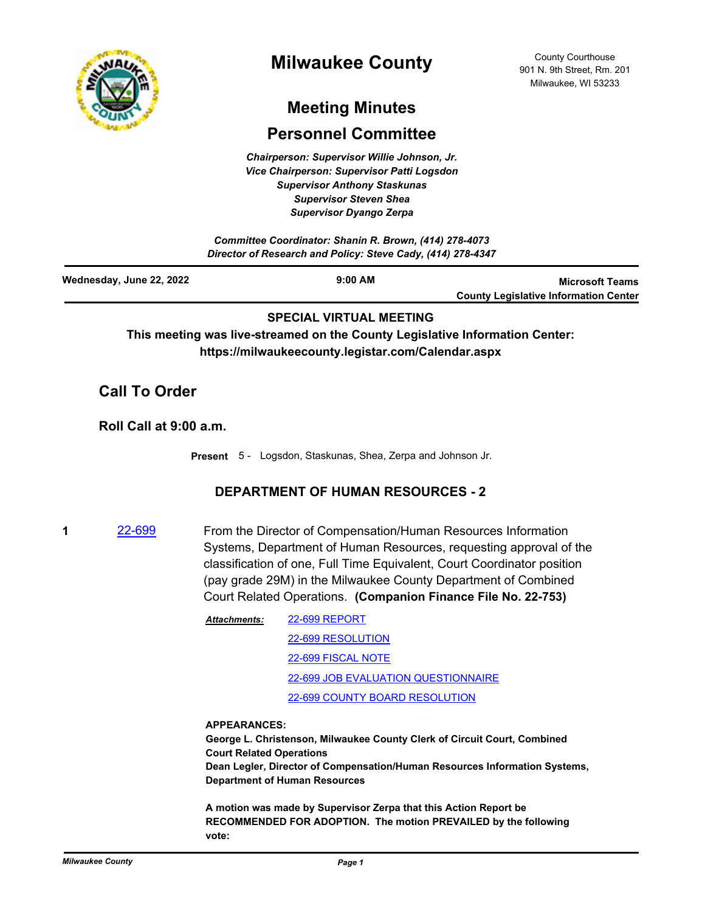# Milwaukee County

County Courthouse
901 N. 9th Street, Rm. 201
Milwaukee, WI 53233

## Meeting Minutes

## Personnel Committee

*Chairperson: Supervisor Willie Johnson, Jr.*
*Vice Chairperson: Supervisor Patti Logsdon*
*Supervisor Anthony Staskunas*
*Supervisor Steven Shea*
*Supervisor Dyango Zerpa*

*Committee Coordinator: Shanin R. Brown, (414) 278-4073*
*Director of Research and Policy: Steve Cady, (414) 278-4347*

**Wednesday, June 22, 2022** | **9:00 AM** | **Microsoft Teams County Legislative Information Center**

**SPECIAL VIRTUAL MEETING**

**This meeting was live-streamed on the County Legislative Information Center: https://milwaukeecounty.legistar.com/Calendar.aspx**

## Call To Order

### Roll Call at 9:00 a.m.

**Present** 5 - Logsdon, Staskunas, Shea, Zerpa and Johnson Jr.

### DEPARTMENT OF HUMAN RESOURCES - 2

**1** 22-699 From the Director of Compensation/Human Resources Information Systems, Department of Human Resources, requesting approval of the classification of one, Full Time Equivalent, Court Coordinator position (pay grade 29M) in the Milwaukee County Department of Combined Court Related Operations. **(Companion Finance File No. 22-753)**

***Attachments:*** 22-699 REPORT
22-699 RESOLUTION
22-699 FISCAL NOTE
22-699 JOB EVALUATION QUESTIONNAIRE
22-699 COUNTY BOARD RESOLUTION

**APPEARANCES:**
**George L. Christenson, Milwaukee County Clerk of Circuit Court, Combined Court Related Operations**
**Dean Legler, Director of Compensation/Human Resources Information Systems, Department of Human Resources**

**A motion was made by Supervisor Zerpa that this Action Report be RECOMMENDED FOR ADOPTION. The motion PREVAILED by the following vote:**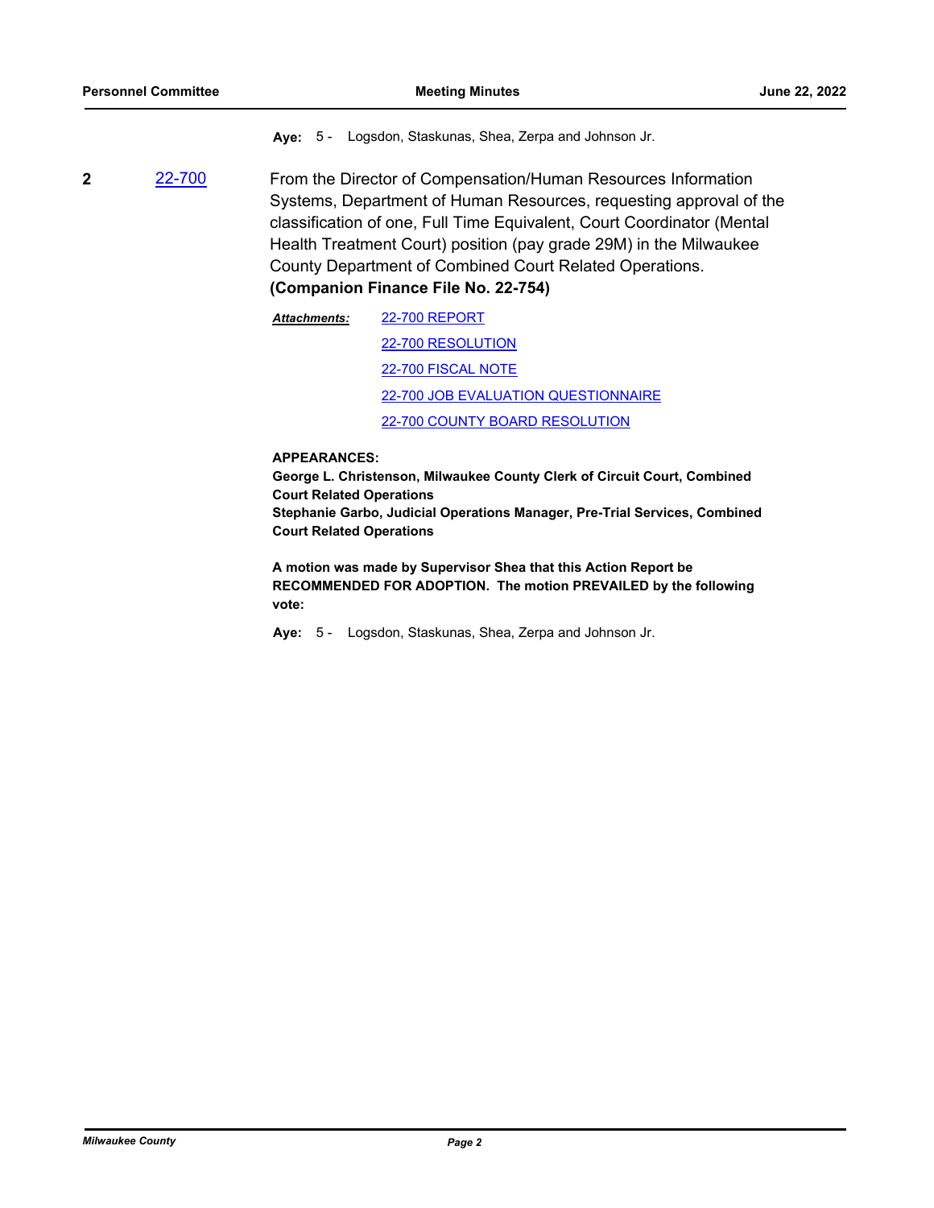**Aye:** 5 - Logsdon, Staskunas, Shea, Zerpa and Johnson Jr.

**2** [22-700](22-700)

From the Director of Compensation/Human Resources Information Systems, Department of Human Resources, requesting approval of the classification of one, Full Time Equivalent, Court Coordinator (Mental Health Treatment Court) position (pay grade 29M) in the Milwaukee County Department of Combined Court Related Operations.
**(Companion Finance File No. 22-754)**

***Attachments:***
22-700 REPORT
22-700 RESOLUTION
22-700 FISCAL NOTE
22-700 JOB EVALUATION QUESTIONNAIRE
22-700 COUNTY BOARD RESOLUTION

**APPEARANCES:**
**George L. Christenson, Milwaukee County Clerk of Circuit Court, Combined Court Related Operations**
**Stephanie Garbo, Judicial Operations Manager, Pre-Trial Services, Combined Court Related Operations**

**A motion was made by Supervisor Shea that this Action Report be RECOMMENDED FOR ADOPTION. The motion PREVAILED by the following vote:**

**Aye:** 5 - Logsdon, Staskunas, Shea, Zerpa and Johnson Jr.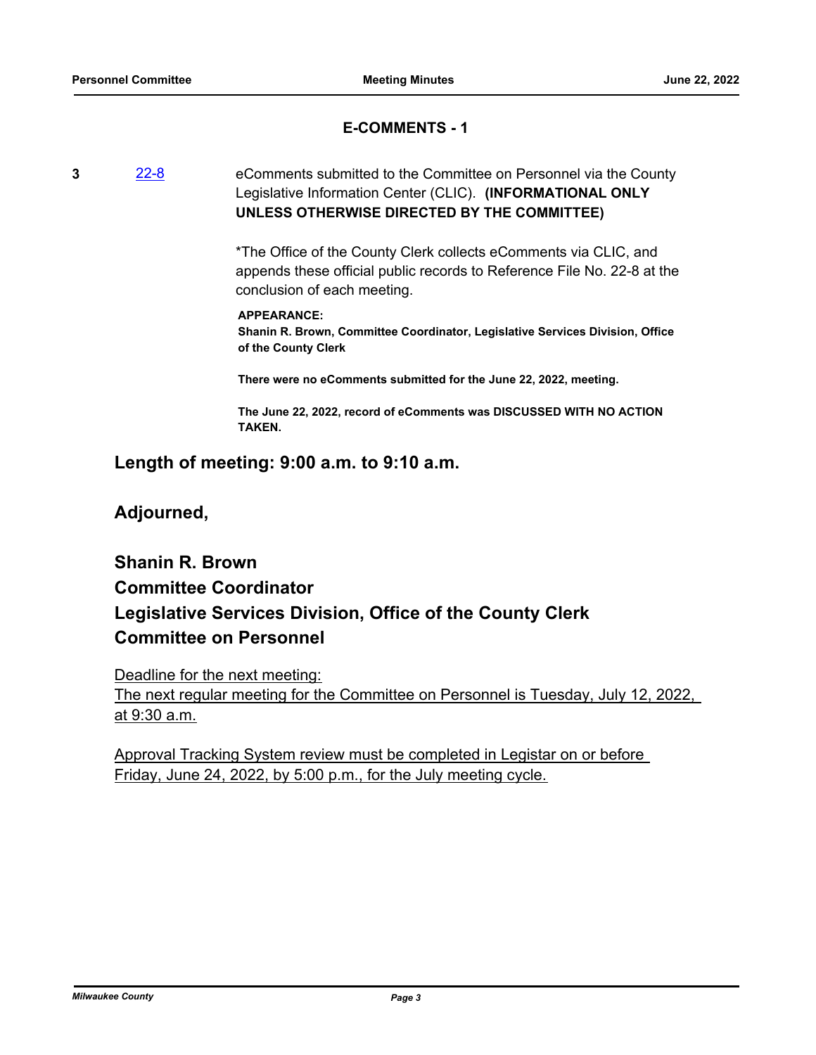## E-COMMENTS - 1

**3** 22-8 eComments submitted to the Committee on Personnel via the County Legislative Information Center (CLIC). **(INFORMATIONAL ONLY UNLESS OTHERWISE DIRECTED BY THE COMMITTEE)**

*The Office of the County Clerk collects eComments via CLIC, and appends these official public records to Reference File No. 22-8 at the conclusion of each meeting.

**APPEARANCE:**
**Shanin R. Brown, Committee Coordinator, Legislative Services Division, Office of the County Clerk**

**There were no eComments submitted for the June 22, 2022, meeting.**

**The June 22, 2022, record of eComments was DISCUSSED WITH NO ACTION TAKEN.**

**Length of meeting: 9:00 a.m. to 9:10 a.m.**

**Adjourned,**

**Shanin R. Brown**
**Committee Coordinator**
**Legislative Services Division, Office of the County Clerk**
**Committee on Personnel**

Deadline for the next meeting:
The next regular meeting for the Committee on Personnel is Tuesday, July 12, 2022, at 9:30 a.m.

Approval Tracking System review must be completed in Legistar on or before Friday, June 24, 2022, by 5:00 p.m., for the July meeting cycle.